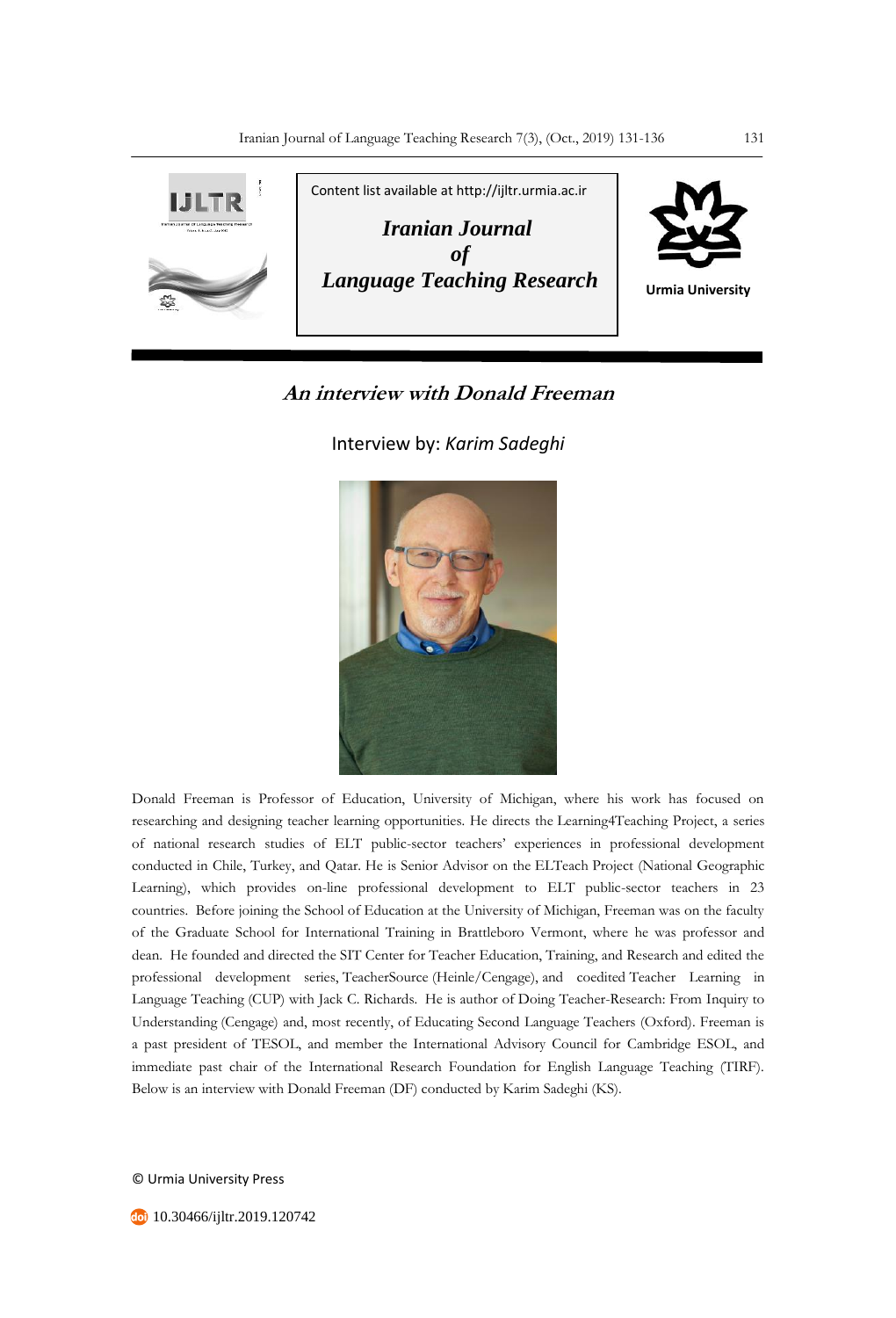Content list available at http://ijltr.urmia.ac.ir

**Iranian Journal of Language Teaching Research**

Urmia University

# *An interview with Donald Freeman*

Interview by: *Karim Sadeghi*

Donald Freeman is Professor of Education, University of Michigan, where his work has focused on researching and designing teacher learning opportunities. He directs the Learning4Teaching Project, a series of national research studies of ELT public-sector teachers' experiences in professional development conducted in Chile, Turkey, and Qatar. He is Senior Advisor on the ELTeach Project (National Geographic Learning), which provides on-line professional development to ELT public-sector teachers in 23 countries. Before joining the School of Education at the University of Michigan, Freeman was on the faculty of the Graduate School for International Training in Brattleboro Vermont, where he was professor and dean. He founded and directed the SIT Center for Teacher Education, Training, and Research and edited the professional development series, TeacherSource (Heinle/Cengage), and coedited Teacher Learning in Language Teaching (CUP) with Jack C. Richards. He is author of Doing Teacher-Research: From Inquiry to Understanding (Cengage) and, most recently, of Educating Second Language Teachers (Oxford). Freeman is a past president of TESOL, and member the International Advisory Council for Cambridge ESOL, and immediate past chair of the International Research Foundation for English Language Teaching (TIRF). Below is an interview with Donald Freeman (DF) conducted by Karim Sadeghi (KS).

© Urmia University Press

10.30466/ijltr.2019.120742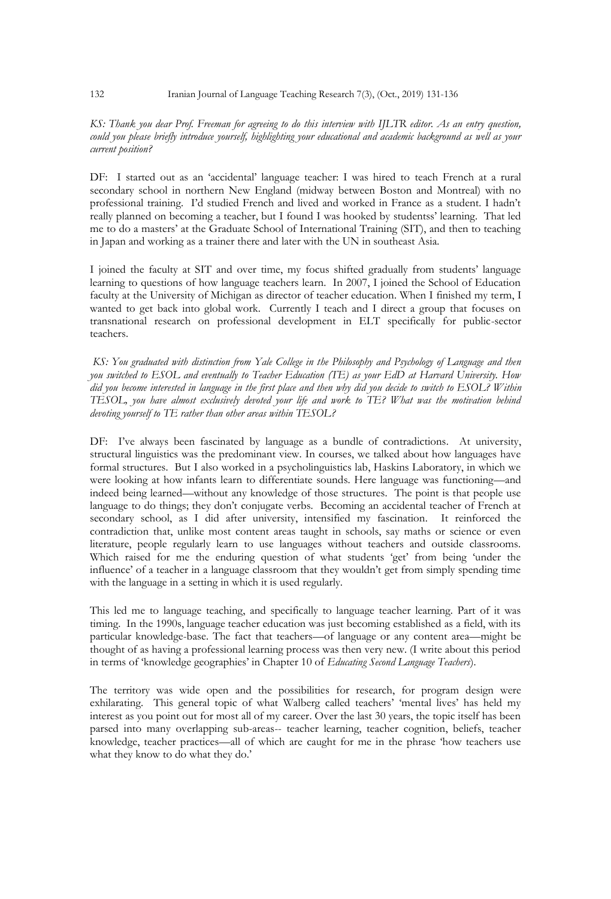*KS: Thank you dear Prof. Freeman for agreeing to do this interview with IJLTR editor. As an entry question, could you please briefly introduce yourself, highlighting your educational and academic background as well as your current position?*

DF: I started out as an 'accidental' language teacher: I was hired to teach French at a rural secondary school in northern New England (midway between Boston and Montreal) with no professional training. I'd studied French and lived and worked in France as a student. I hadn't really planned on becoming a teacher, but I found I was hooked by studentss' learning. That led me to do a masters' at the Graduate School of International Training (SIT), and then to teaching in Japan and working as a trainer there and later with the UN in southeast Asia.

I joined the faculty at SIT and over time, my focus shifted gradually from students' language learning to questions of how language teachers learn. In 2007, I joined the School of Education faculty at the University of Michigan as director of teacher education. When I finished my term, I wanted to get back into global work. Currently I teach and I direct a group that focuses on transnational research on professional development in ELT specifically for public-sector teachers.

*KS: You graduated with distinction from Yale College in the Philosophy and Psychology of Language and then you switched to ESOL and eventually to Teacher Education (TE) as your EdD at Harvard University. How did you become interested in language in the first place and then why did you decide to switch to ESOL? Within TESOL, you have almost exclusively devoted your life and work to TE? What was the motivation behind devoting yourself to TE rather than other areas within TESOL?*

DF: I've always been fascinated by language as a bundle of contradictions. At university, structural linguistics was the predominant view. In courses, we talked about how languages have formal structures. But I also worked in a psycholinguistics lab, Haskins Laboratory, in which we were looking at how infants learn to differentiate sounds. Here language was functioning—and indeed being learned—without any knowledge of those structures. The point is that people use language to do things; they don't conjugate verbs. Becoming an accidental teacher of French at secondary school, as I did after university, intensified my fascination. It reinforced the contradiction that, unlike most content areas taught in schools, say maths or science or even literature, people regularly learn to use languages without teachers and outside classrooms. Which raised for me the enduring question of what students 'get' from being 'under the influence' of a teacher in a language classroom that they wouldn't get from simply spending time with the language in a setting in which it is used regularly.

This led me to language teaching, and specifically to language teacher learning. Part of it was timing. In the 1990s, language teacher education was just becoming established as a field, with its particular knowledge-base. The fact that teachers—of language or any content area—might be thought of as having a professional learning process was then very new. (I write about this period in terms of 'knowledge geographies' in Chapter 10 of *Educating Second Language Teachers*).

The territory was wide open and the possibilities for research, for program design were exhilarating. This general topic of what Walberg called teachers' 'mental lives' has held my interest as you point out for most all of my career. Over the last 30 years, the topic itself has been parsed into many overlapping sub-areas-- teacher learning, teacher cognition, beliefs, teacher knowledge, teacher practices—all of which are caught for me in the phrase 'how teachers use what they know to do what they do.'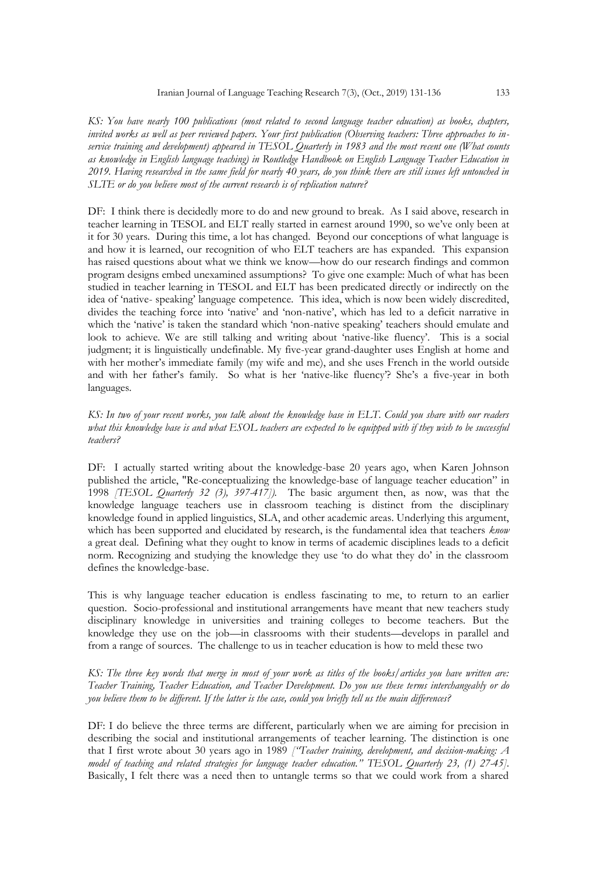*KS: You have nearly 100 publications (most related to second language teacher education) as books, chapters, invited works as well as peer reviewed papers. Your first publication (Observing teachers: Three approaches to in-service training and development) appeared in TESOL Quarterly in 1983 and the most recent one (What counts as knowledge in English language teaching) in Routledge Handbook on English Language Teacher Education in 2019. Having researched in the same field for nearly 40 years, do you think there are still issues left untouched in SLTE or do you believe most of the current research is of replication nature?*

DF: I think there is decidedly more to do and new ground to break. As I said above, research in teacher learning in TESOL and ELT really started in earnest around 1990, so we've only been at it for 30 years. During this time, a lot has changed. Beyond our conceptions of what language is and how it is learned, our recognition of who ELT teachers are has expanded. This expansion has raised questions about what we think we know—how do our research findings and common program designs embed unexamined assumptions? To give one example: Much of what has been studied in teacher learning in TESOL and ELT has been predicated directly or indirectly on the idea of 'native- speaking' language competence. This idea, which is now been widely discredited, divides the teaching force into 'native' and 'non-native', which has led to a deficit narrative in which the 'native' is taken the standard which 'non-native speaking' teachers should emulate and look to achieve. We are still talking and writing about 'native-like fluency'. This is a social judgment; it is linguistically undefinable. My five-year grand-daughter uses English at home and with her mother's immediate family (my wife and me), and she uses French in the world outside and with her father's family. So what is her 'native-like fluency'? She's a five-year in both languages.

*KS: In two of your recent works, you talk about the knowledge base in ELT. Could you share with our readers what this knowledge base is and what ESOL teachers are expected to be equipped with if they wish to be successful teachers?*

DF: I actually started writing about the knowledge-base 20 years ago, when Karen Johnson published the article, "Re-conceptualizing the knowledge-base of language teacher education" in 1998 *[TESOL Quarterly 32 (3), 397-417]).* The basic argument then, as now, was that the knowledge language teachers use in classroom teaching is distinct from the disciplinary knowledge found in applied linguistics, SLA, and other academic areas. Underlying this argument, which has been supported and elucidated by research, is the fundamental idea that teachers *know* a great deal. Defining what they ought to know in terms of academic disciplines leads to a deficit norm. Recognizing and studying the knowledge they use 'to do what they do' in the classroom defines the knowledge-base.

This is why language teacher education is endless fascinating to me, to return to an earlier question. Socio-professional and institutional arrangements have meant that new teachers study disciplinary knowledge in universities and training colleges to become teachers. But the knowledge they use on the job—in classrooms with their students—develops in parallel and from a range of sources. The challenge to us in teacher education is how to meld these two

*KS: The three key words that merge in most of your work as titles of the books/articles you have written are: Teacher Training, Teacher Education, and Teacher Development. Do you use these terms interchangeably or do you believe them to be different. If the latter is the case, could you briefly tell us the main differences?*

DF: I do believe the three terms are different, particularly when we are aiming for precision in describing the social and institutional arrangements of teacher learning. The distinction is one that I first wrote about 30 years ago in 1989 *["Teacher training, development, and decision-making: A model of teaching and related strategies for language teacher education." TESOL Quarterly 23, (1) 27-45].* Basically, I felt there was a need then to untangle terms so that we could work from a shared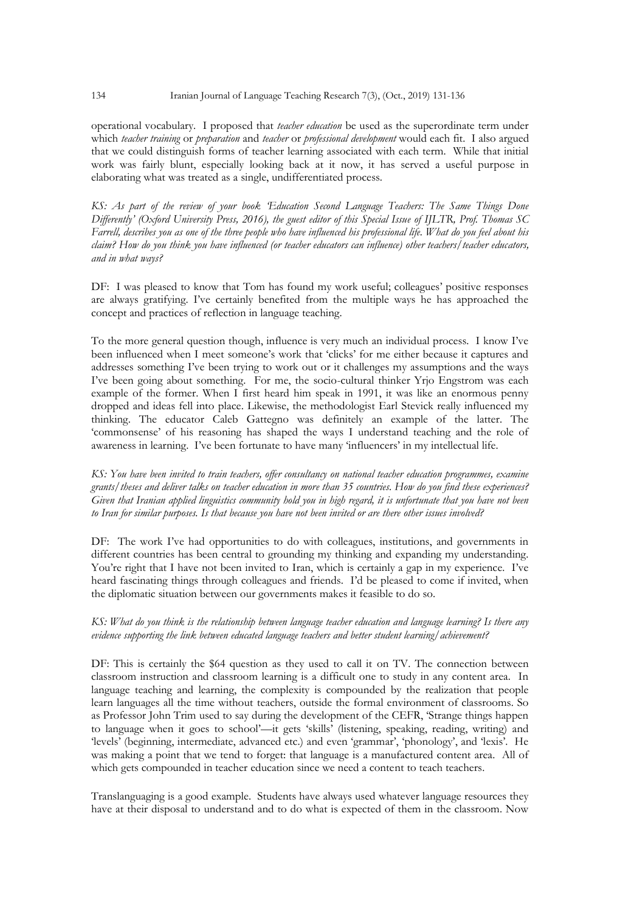operational vocabulary. I proposed that *teacher education* be used as the superordinate term under which *teacher training* or *preparation* and *teacher* or *professional development* would each fit. I also argued that we could distinguish forms of teacher learning associated with each term. While that initial work was fairly blunt, especially looking back at it now, it has served a useful purpose in elaborating what was treated as a single, undifferentiated process.

*KS: As part of the review of your book 'Education Second Language Teachers: The Same Things Done Differently' (Oxford University Press, 2016), the guest editor of this Special Issue of IJLTR, Prof. Thomas SC Farrell, describes you as one of the three people who have influenced his professional life. What do you feel about his claim? How do you think you have influenced (or teacher educators can influence) other teachers/teacher educators, and in what ways?*

DF: I was pleased to know that Tom has found my work useful; colleagues' positive responses are always gratifying. I've certainly benefited from the multiple ways he has approached the concept and practices of reflection in language teaching.

To the more general question though, influence is very much an individual process. I know I've been influenced when I meet someone's work that 'clicks' for me either because it captures and addresses something I've been trying to work out or it challenges my assumptions and the ways I've been going about something. For me, the socio-cultural thinker Yrjo Engstrom was each example of the former. When I first heard him speak in 1991, it was like an enormous penny dropped and ideas fell into place. Likewise, the methodologist Earl Stevick really influenced my thinking. The educator Caleb Gattegno was definitely an example of the latter. The 'commonsense' of his reasoning has shaped the ways I understand teaching and the role of awareness in learning. I've been fortunate to have many 'influencers' in my intellectual life.

*KS: You have been invited to train teachers, offer consultancy on national teacher education programmes, examine grants/theses and deliver talks on teacher education in more than 35 countries. How do you find these experiences? Given that Iranian applied linguistics community hold you in high regard, it is unfortunate that you have not been to Iran for similar purposes. Is that because you have not been invited or are there other issues involved?*

DF: The work I've had opportunities to do with colleagues, institutions, and governments in different countries has been central to grounding my thinking and expanding my understanding. You're right that I have not been invited to Iran, which is certainly a gap in my experience. I've heard fascinating things through colleagues and friends. I'd be pleased to come if invited, when the diplomatic situation between our governments makes it feasible to do so.

*KS: What do you think is the relationship between language teacher education and language learning? Is there any evidence supporting the link between educated language teachers and better student learning/achievement?*

DF: This is certainly the $64 question as they used to call it on TV. The connection between classroom instruction and classroom learning is a difficult one to study in any content area. In language teaching and learning, the complexity is compounded by the realization that people learn languages all the time without teachers, outside the formal environment of classrooms. So as Professor John Trim used to say during the development of the CEFR, 'Strange things happen to language when it goes to school'—it gets 'skills' (listening, speaking, reading, writing) and 'levels' (beginning, intermediate, advanced etc.) and even 'grammar', 'phonology', and 'lexis'. He was making a point that we tend to forget: that language is a manufactured content area. All of which gets compounded in teacher education since we need a content to teach teachers.

Translanguaging is a good example. Students have always used whatever language resources they have at their disposal to understand and to do what is expected of them in the classroom. Now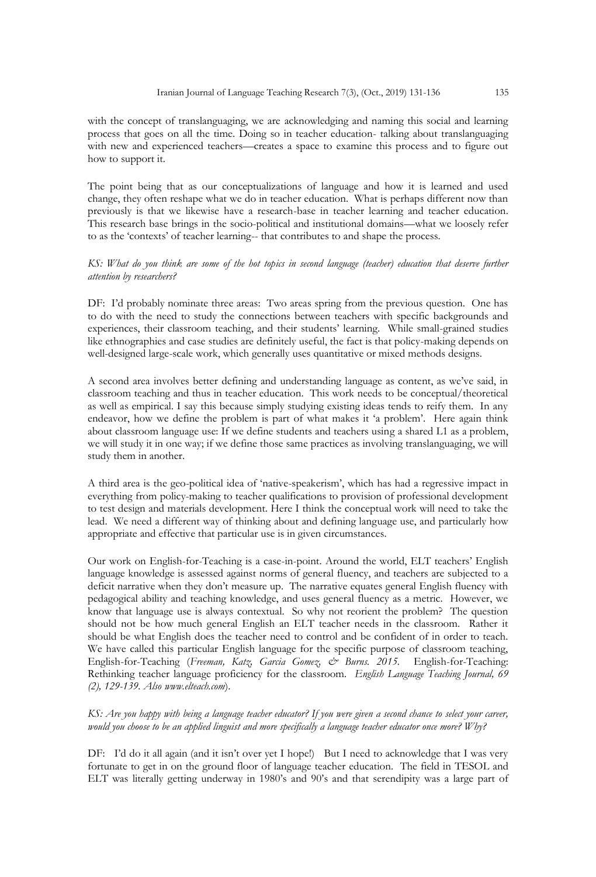with the concept of translanguaging, we are acknowledging and naming this social and learning process that goes on all the time. Doing so in teacher education- talking about translanguaging with new and experienced teachers—creates a space to examine this process and to figure out how to support it.

The point being that as our conceptualizations of language and how it is learned and used change, they often reshape what we do in teacher education. What is perhaps different now than previously is that we likewise have a research-base in teacher learning and teacher education. This research base brings in the socio-political and institutional domains—what we loosely refer to as the 'contexts' of teacher learning-- that contributes to and shape the process.

*KS: What do you think are some of the hot topics in second language (teacher) education that deserve further attention by researchers?*

DF: I'd probably nominate three areas: Two areas spring from the previous question. One has to do with the need to study the connections between teachers with specific backgrounds and experiences, their classroom teaching, and their students' learning. While small-grained studies like ethnographies and case studies are definitely useful, the fact is that policy-making depends on well-designed large-scale work, which generally uses quantitative or mixed methods designs.

A second area involves better defining and understanding language as content, as we've said, in classroom teaching and thus in teacher education. This work needs to be conceptual/theoretical as well as empirical. I say this because simply studying existing ideas tends to reify them. In any endeavor, how we define the problem is part of what makes it 'a problem'. Here again think about classroom language use: If we define students and teachers using a shared L1 as a problem, we will study it in one way; if we define those same practices as involving translanguaging, we will study them in another.

A third area is the geo-political idea of 'native-speakerism', which has had a regressive impact in everything from policy-making to teacher qualifications to provision of professional development to test design and materials development. Here I think the conceptual work will need to take the lead. We need a different way of thinking about and defining language use, and particularly how appropriate and effective that particular use is in given circumstances.

Our work on English-for-Teaching is a case-in-point. Around the world, ELT teachers' English language knowledge is assessed against norms of general fluency, and teachers are subjected to a deficit narrative when they don't measure up. The narrative equates general English fluency with pedagogical ability and teaching knowledge, and uses general fluency as a metric. However, we know that language use is always contextual. So why not reorient the problem? The question should not be how much general English an ELT teacher needs in the classroom. Rather it should be what English does the teacher need to control and be confident of in order to teach. We have called this particular English language for the specific purpose of classroom teaching, English-for-Teaching (*Freeman, Katz, Garcia Gomez, & Burns. 2015.* English-for-Teaching: Rethinking teacher language proficiency for the classroom. *English Language Teaching Journal, 69 (2), 129-139. Also www.elteach.com*).

*KS: Are you happy with being a language teacher educator? If you were given a second chance to select your career, would you choose to be an applied linguist and more specifically a language teacher educator once more? Why?*

DF: I'd do it all again (and it isn't over yet I hope!) But I need to acknowledge that I was very fortunate to get in on the ground floor of language teacher education. The field in TESOL and ELT was literally getting underway in 1980's and 90's and that serendipity was a large part of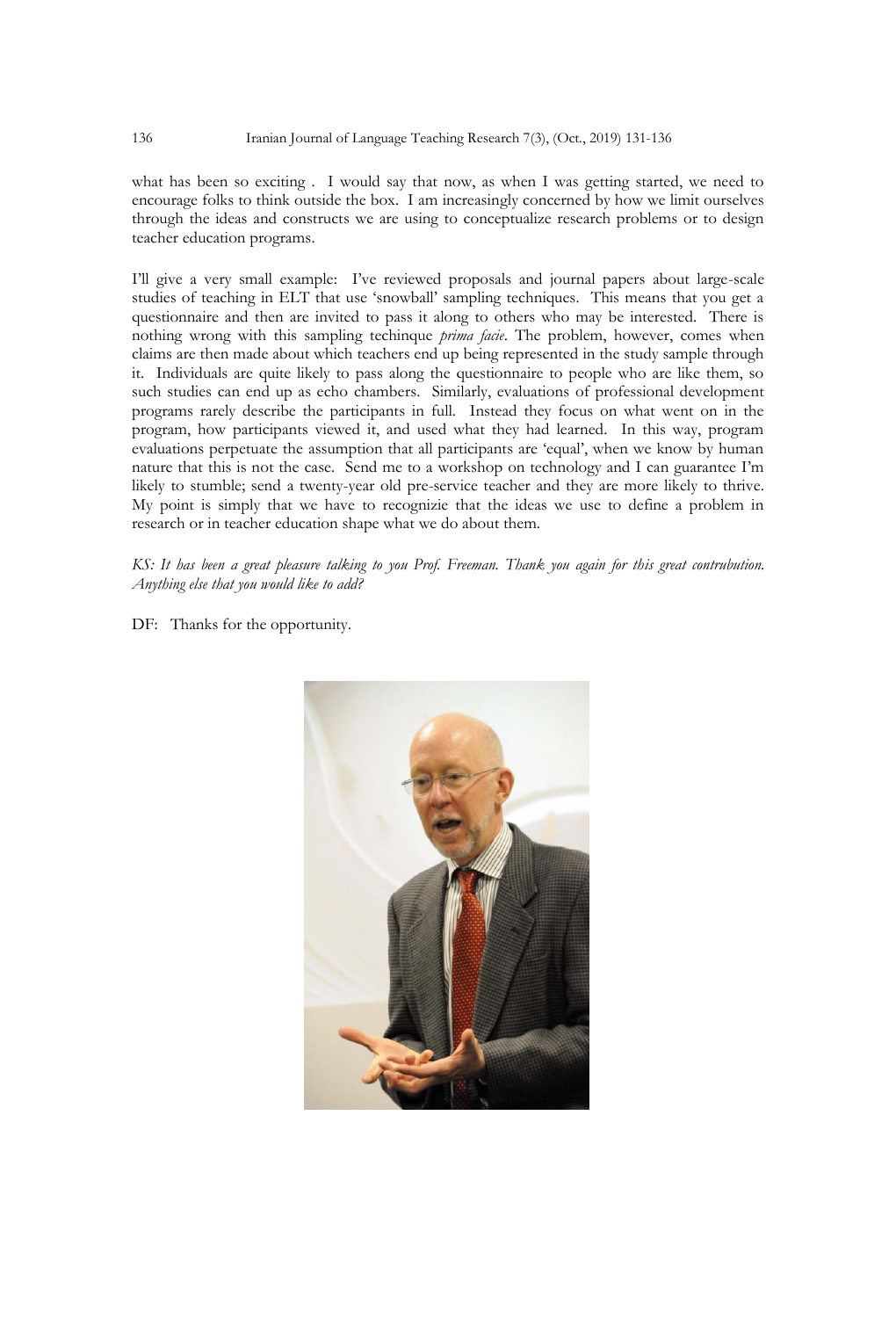what has been so exciting . I would say that now, as when I was getting started, we need to encourage folks to think outside the box. I am increasingly concerned by how we limit ourselves through the ideas and constructs we are using to conceptualize research problems or to design teacher education programs.

I'll give a very small example: I've reviewed proposals and journal papers about large-scale studies of teaching in ELT that use 'snowball' sampling techniques. This means that you get a questionnaire and then are invited to pass it along to others who may be interested. There is nothing wrong with this sampling techinque *prima facie*. The problem, however, comes when claims are then made about which teachers end up being represented in the study sample through it. Individuals are quite likely to pass along the questionnaire to people who are like them, so such studies can end up as echo chambers. Similarly, evaluations of professional development programs rarely describe the participants in full. Instead they focus on what went on in the program, how participants viewed it, and used what they had learned. In this way, program evaluations perpetuate the assumption that all participants are 'equal', when we know by human nature that this is not the case. Send me to a workshop on technology and I can guarantee I'm likely to stumble; send a twenty-year old pre-service teacher and they are more likely to thrive. My point is simply that we have to recognizie that the ideas we use to define a problem in research or in teacher education shape what we do about them.

*KS: It has been a great pleasure talking to you Prof. Freeman. Thank you again for this great contrubution. Anything else that you would like to add?*

DF: Thanks for the opportunity.